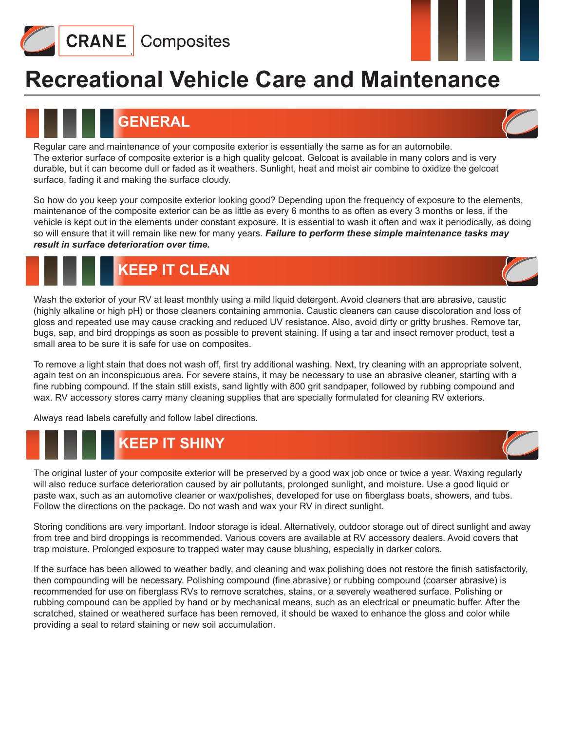CRANE Composites

# Recreational Vehicle Care and Maintenance

## GENERAL

Regular care and maintenance of your composite exterior is essentially the same as for an automobile. The exterior surface of composite exterior is a high quality gelcoat. Gelcoat is available in many colors and is very durable, but it can become dull or faded as it weathers. Sunlight, heat and moist air combine to oxidize the gelcoat surface, fading it and making the surface cloudy.

So how do you keep your composite exterior looking good? Depending upon the frequency of exposure to the elements, maintenance of the composite exterior can be as little as every 6 months to as often as every 3 months or less, if the vehicle is kept out in the elements under constant exposure. It is essential to wash it often and wax it periodically, as doing so will ensure that it will remain like new for many years. ***Failure to perform these simple maintenance tasks may result in surface deterioration over time.***

## KEEP IT CLEAN

Wash the exterior of your RV at least monthly using a mild liquid detergent. Avoid cleaners that are abrasive, caustic (highly alkaline or high pH) or those cleaners containing ammonia. Caustic cleaners can cause discoloration and loss of gloss and repeated use may cause cracking and reduced UV resistance. Also, avoid dirty or gritty brushes. Remove tar, bugs, sap, and bird droppings as soon as possible to prevent staining. If using a tar and insect remover product, test a small area to be sure it is safe for use on composites.

To remove a light stain that does not wash off, first try additional washing. Next, try cleaning with an appropriate solvent, again test on an inconspicuous area. For severe stains, it may be necessary to use an abrasive cleaner, starting with a fine rubbing compound. If the stain still exists, sand lightly with 800 grit sandpaper, followed by rubbing compound and wax. RV accessory stores carry many cleaning supplies that are specially formulated for cleaning RV exteriors.

Always read labels carefully and follow label directions.

## KEEP IT SHINY

The original luster of your composite exterior will be preserved by a good wax job once or twice a year. Waxing regularly will also reduce surface deterioration caused by air pollutants, prolonged sunlight, and moisture. Use a good liquid or paste wax, such as an automotive cleaner or wax/polishes, developed for use on fiberglass boats, showers, and tubs. Follow the directions on the package. Do not wash and wax your RV in direct sunlight.

Storing conditions are very important. Indoor storage is ideal. Alternatively, outdoor storage out of direct sunlight and away from tree and bird droppings is recommended. Various covers are available at RV accessory dealers. Avoid covers that trap moisture. Prolonged exposure to trapped water may cause blushing, especially in darker colors.

If the surface has been allowed to weather badly, and cleaning and wax polishing does not restore the finish satisfactorily, then compounding will be necessary. Polishing compound (fine abrasive) or rubbing compound (coarser abrasive) is recommended for use on fiberglass RVs to remove scratches, stains, or a severely weathered surface. Polishing or rubbing compound can be applied by hand or by mechanical means, such as an electrical or pneumatic buffer. After the scratched, stained or weathered surface has been removed, it should be waxed to enhance the gloss and color while providing a seal to retard staining or new soil accumulation.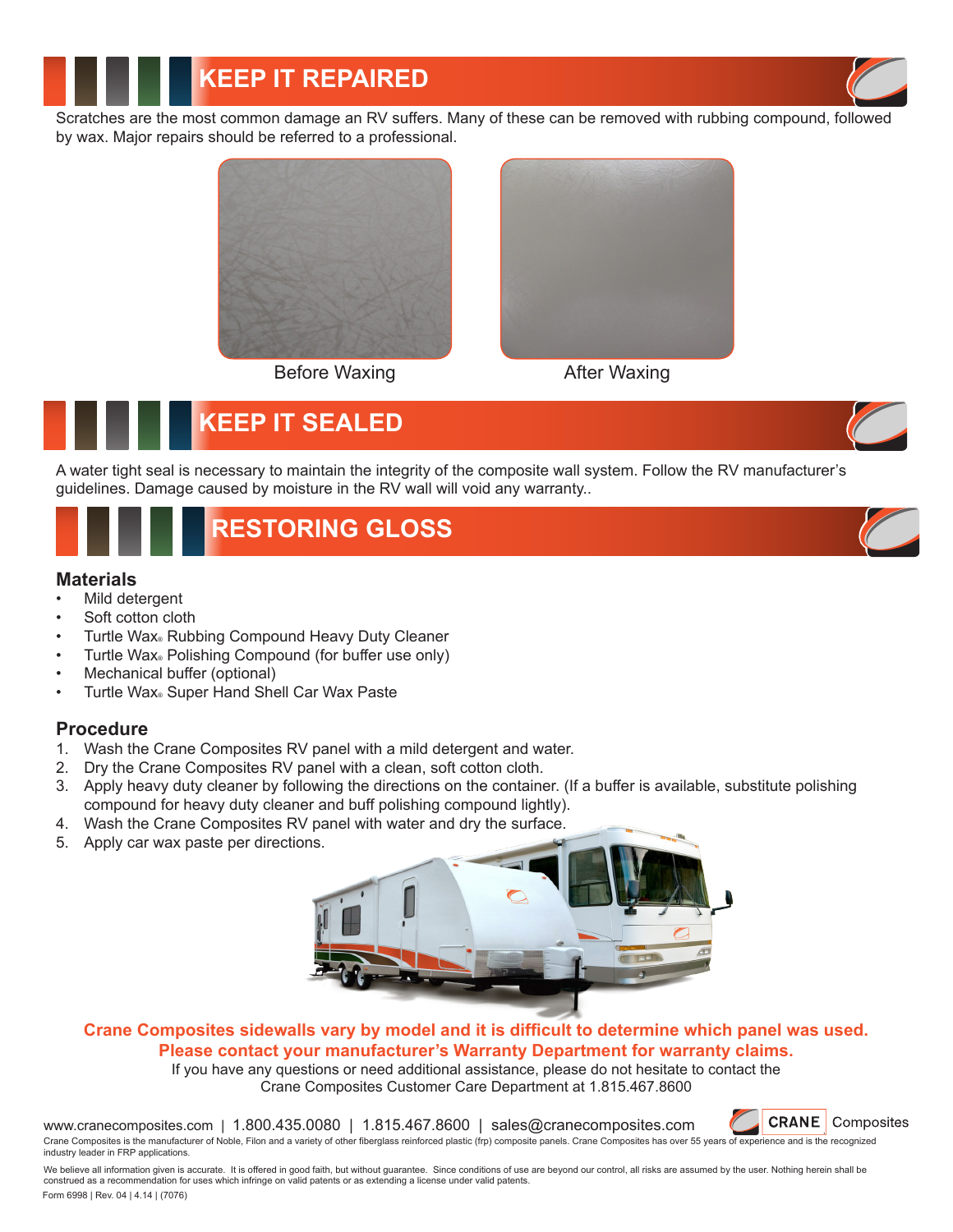## KEEP IT REPAIRED

Scratches are the most common damage an RV suffers. Many of these can be removed with rubbing compound, followed by wax. Major repairs should be referred to a professional.

Before Waxing

After Waxing

## KEEP IT SEALED

A water tight seal is necessary to maintain the integrity of the composite wall system. Follow the RV manufacturer's guidelines. Damage caused by moisture in the RV wall will void any warranty..

## RESTORING GLOSS

### Materials

- Mild detergent
- Soft cotton cloth
- Turtle Wax® Rubbing Compound Heavy Duty Cleaner
- Turtle Wax® Polishing Compound (for buffer use only)
- Mechanical buffer (optional)
- Turtle Wax® Super Hand Shell Car Wax Paste

### Procedure

1. Wash the Crane Composites RV panel with a mild detergent and water.
2. Dry the Crane Composites RV panel with a clean, soft cotton cloth.
3. Apply heavy duty cleaner by following the directions on the container. (If a buffer is available, substitute polishing compound for heavy duty cleaner and buff polishing compound lightly).
4. Wash the Crane Composites RV panel with water and dry the surface.
5. Apply car wax paste per directions.

**Crane Composites sidewalls vary by model and it is difficult to determine which panel was used.**
**Please contact your manufacturer's Warranty Department for warranty claims.**

If you have any questions or need additional assistance, please do not hesitate to contact the Crane Composites Customer Care Department at 1.815.467.8600

www.cranecomposites.com | 1.800.435.0080 | 1.815.467.8600 | sales@cranecomposites.com

CRANE Composites

Crane Composites is the manufacturer of Noble, Filon and a variety of other fiberglass reinforced plastic (frp) composite panels. Crane Composites has over 55 years of experience and is the recognized industry leader in FRP applications.

We believe all information given is accurate. It is offered in good faith, but without guarantee. Since conditions of use are beyond our control, all risks are assumed by the user. Nothing herein shall be construed as a recommendation for uses which infringe on valid patents or as extending a license under valid patents.

Form 6998 | Rev. 04 | 4.14 | (7076)